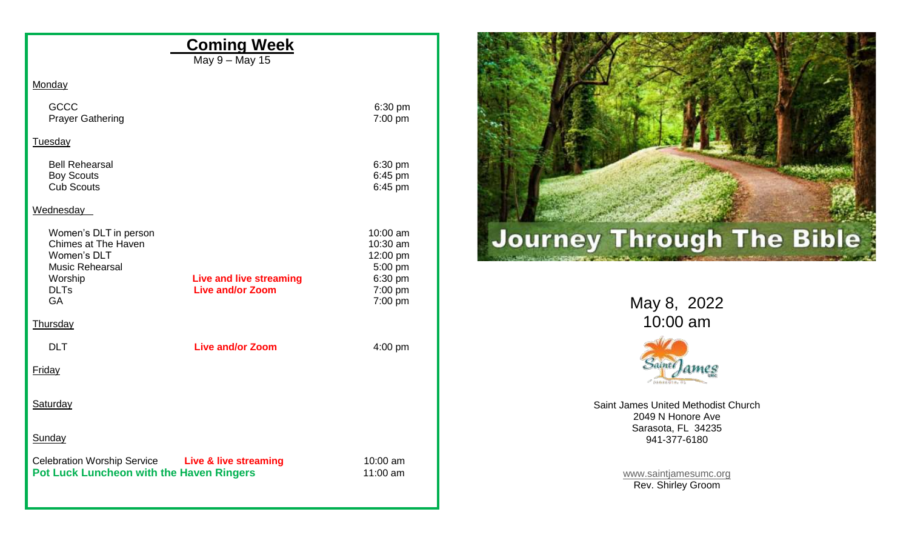## Coming Week

May 9 – May 15

**Monday**

| Event | | Time |
|---|---|---|
| GCCC | | 6:30 pm |
| Prayer Gathering | | 7:00 pm |

**Tuesday**

| Event | | Time |
|---|---|---|
| Bell Rehearsal | | 6:30 pm |
| Boy Scouts | | 6:45 pm |
| Cub Scouts | | 6:45 pm |

**Wednesday**

| Event | | Time |
|---|---|---|
| Women's DLT in person | | 10:00 am |
| Chimes at The Haven | | 10:30 am |
| Women's DLT | | 12:00 pm |
| Music Rehearsal | | 5:00 pm |
| Worship | **Live and live streaming** | 6:30 pm |
| DLTs | **Live and/or Zoom** | 7:00 pm |
| GA | | 7:00 pm |

**Thursday**

| Event | | Time |
|---|---|---|
| DLT | **Live and/or Zoom** | 4:00 pm |

**Friday**

**Saturday**

**Sunday**

| Event | | Time |
|---|---|---|
| Celebration Worship Service | **Live & live streaming** | 10:00 am |
| **Pot Luck Luncheon with the Haven Ringers** | | 11:00 am |

# Journey Through The Bible

May 8, 2022
10:00 am

Saint James UMC

Saint James United Methodist Church
2049 N Honore Ave
Sarasota, FL 34235
941-377-6180

www.saintjamesumc.org
Rev. Shirley Groom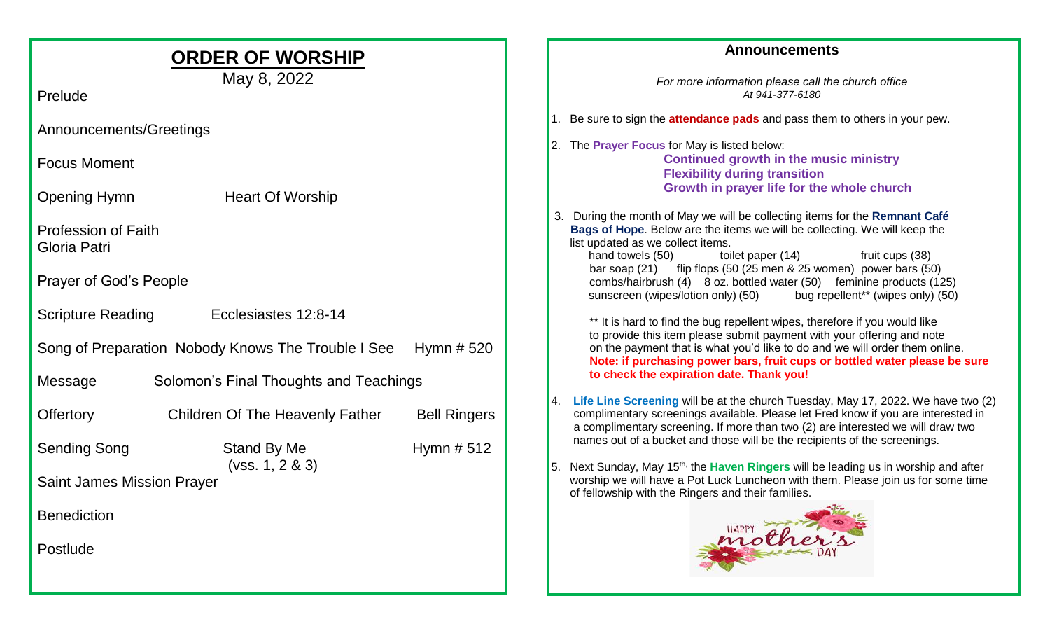# ORDER OF WORSHIP

May 8, 2022

Prelude

Announcements/Greetings

Focus Moment

Opening Hymn — Heart Of Worship

Profession of Faith
Gloria Patri

Prayer of God's People

Scripture Reading — Ecclesiastes 12:8-14

Song of Preparation — Nobody Knows The Trouble I See — Hymn # 520

Message — Solomon's Final Thoughts and Teachings

Offertory — Children Of The Heavenly Father — Bell Ringers

Sending Song — Stand By Me (vss. 1, 2 & 3) — Hymn # 512

Saint James Mission Prayer

Benediction

Postlude

## Announcements

*For more information please call the church office*
*At 941-377-6180*

1. Be sure to sign the **attendance pads** and pass them to others in your pew.

2. The **Prayer Focus** for May is listed below:
   - **Continued growth in the music ministry**
   - **Flexibility during transition**
   - **Growth in prayer life for the whole church**

3. During the month of May we will be collecting items for the **Remnant Café Bags of Hope**. Below are the items we will be collecting. We will keep the list updated as we collect items.

   hand towels (50) toilet paper (14) fruit cups (38)
   bar soap (21) flip flops (50 (25 men & 25 women) power bars (50)
   combs/hairbrush (4) 8 oz. bottled water (50) feminine products (125)
   sunscreen (wipes/lotion only) (50) bug repellent** (wipes only) (50)

   ** It is hard to find the bug repellent wipes, therefore if you would like to provide this item please submit payment with your offering and note on the payment that is what you'd like to do and we will order them online. **Note: if purchasing power bars, fruit cups or bottled water please be sure to check the expiration date. Thank you!**

4. **Life Line Screening** will be at the church Tuesday, May 17, 2022. We have two (2) complimentary screenings available. Please let Fred know if you are interested in a complimentary screening. If more than two (2) are interested we will draw two names out of a bucket and those will be the recipients of the screenings.

5. Next Sunday, May 15th, the **Haven Ringers** will be leading us in worship and after worship we will have a Pot Luck Luncheon with them. Please join us for some time of fellowship with the Ringers and their families.

HAPPY mother's DAY